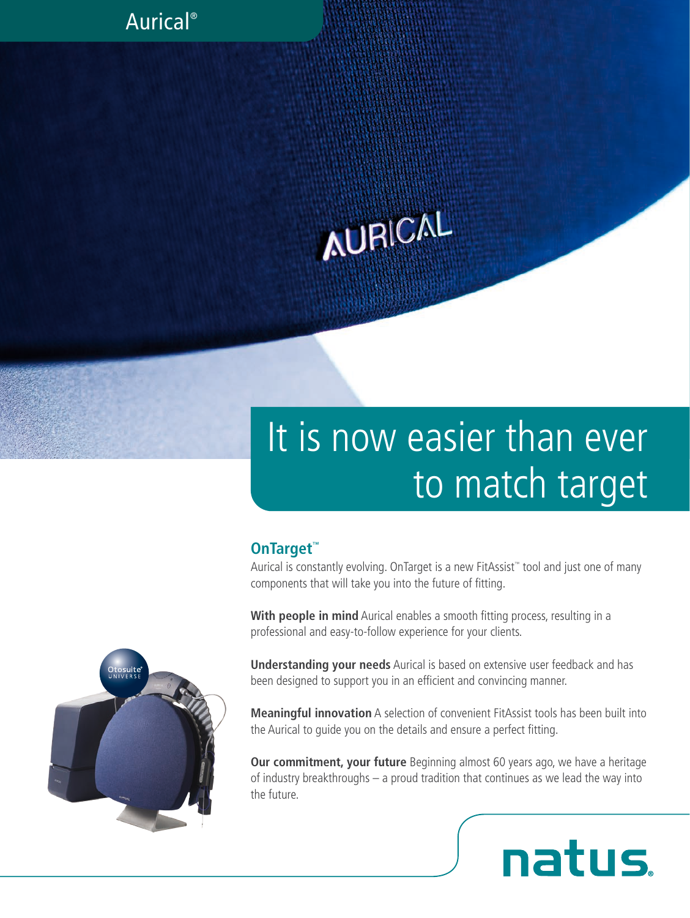Aurical®

# It is now easier than ever to match target

## OnTarget™

Aurical is constantly evolving. OnTarget is a new FitAssist™ tool and just one of many components that will take you into the future of fitting.

**With people in mind** Aurical enables a smooth fitting process, resulting in a professional and easy-to-follow experience for your clients.

**Understanding your needs** Aurical is based on extensive user feedback and has been designed to support you in an efficient and convincing manner.

**Meaningful innovation** A selection of convenient FitAssist tools has been built into the Aurical to guide you on the details and ensure a perfect fitting.

**Our commitment, your future** Beginning almost 60 years ago, we have a heritage of industry breakthroughs – a proud tradition that continues as we lead the way into the future.

natus.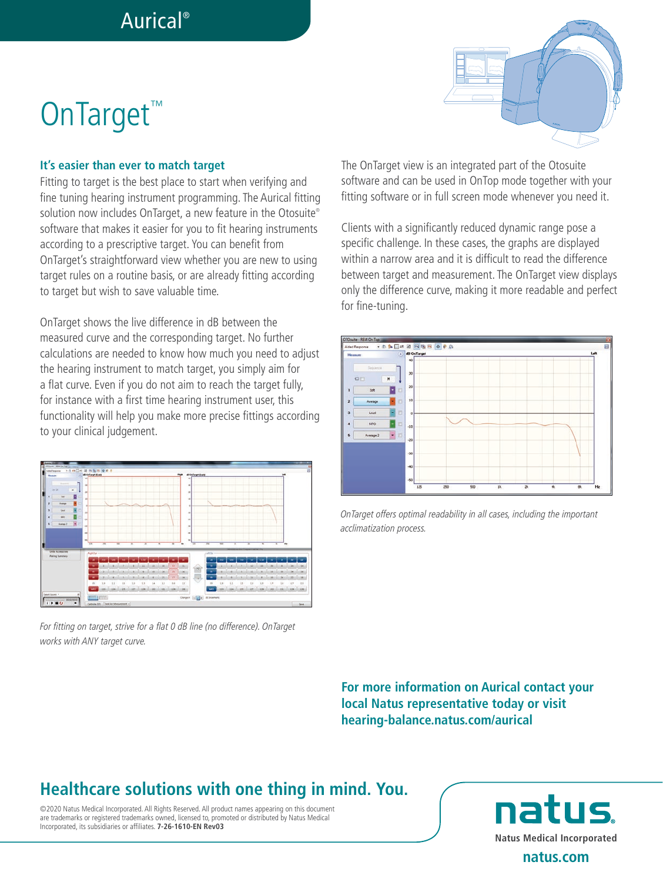Aurical®

# OnTarget™

## It's easier than ever to match target

Fitting to target is the best place to start when verifying and fine tuning hearing instrument programming. The Aurical fitting solution now includes OnTarget, a new feature in the Otosuite® software that makes it easier for you to fit hearing instruments according to a prescriptive target. You can benefit from OnTarget's straightforward view whether you are new to using target rules on a routine basis, or are already fitting according to target but wish to save valuable time.

OnTarget shows the live difference in dB between the measured curve and the corresponding target. No further calculations are needed to know how much you need to adjust the hearing instrument to match target, you simply aim for a flat curve. Even if you do not aim to reach the target fully, for instance with a first time hearing instrument user, this functionality will help you make more precise fittings according to your clinical judgement.

*For fitting on target, strive for a flat 0 dB line (no difference). OnTarget works with ANY target curve.*

The OnTarget view is an integrated part of the Otosuite software and can be used in OnTop mode together with your fitting software or in full screen mode whenever you need it.

Clients with a significantly reduced dynamic range pose a specific challenge. In these cases, the graphs are displayed within a narrow area and it is difficult to read the difference between target and measurement. The OnTarget view displays only the difference curve, making it more readable and perfect for fine-tuning.

*OnTarget offers optimal readability in all cases, including the important acclimatization process.*

**For more information on Aurical contact your local Natus representative today or visit hearing-balance.natus.com/aurical**

## Healthcare solutions with one thing in mind. You.

©2020 Natus Medical Incorporated. All Rights Reserved. All product names appearing on this document are trademarks or registered trademarks owned, licensed to, promoted or distributed by Natus Medical Incorporated, its subsidiaries or affiliates. **7-26-1610-EN Rev03**

natus.

Natus Medical Incorporated

natus.com